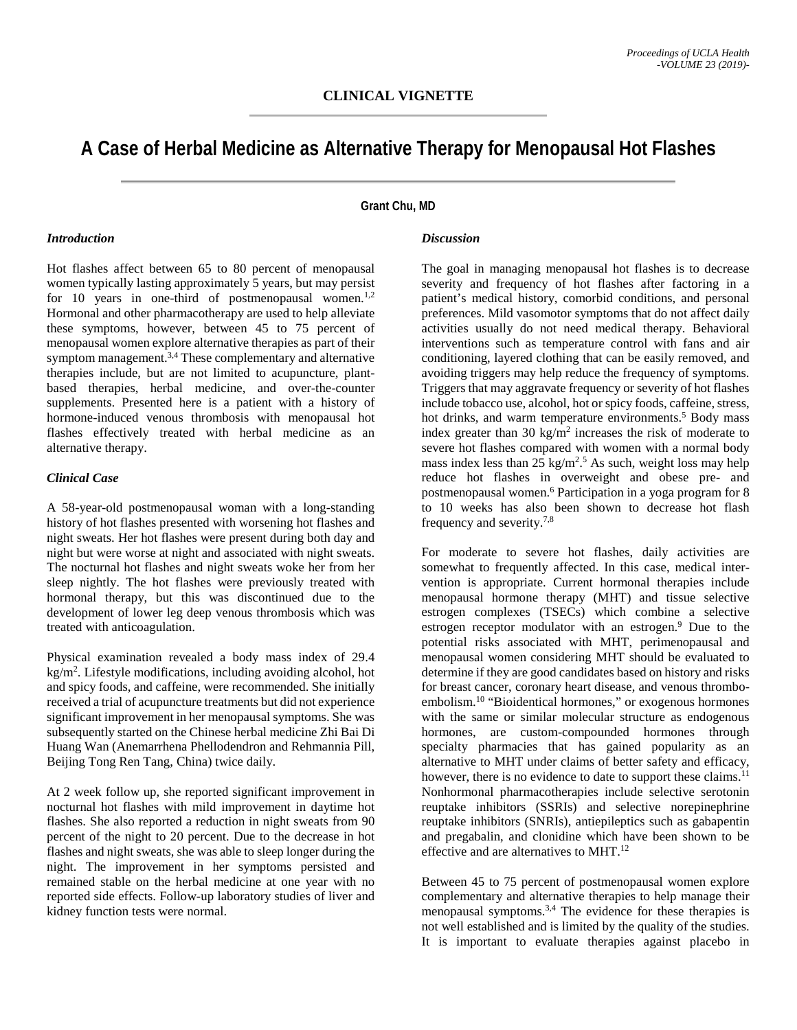CLINICAL VIGNETTE

# A Case of Herbal Medicine as Alternative Therapy for Menopausal Hot Flashes

**Grant Chu, MD**

### *Introduction*

Hot flashes affect between 65 to 80 percent of menopausal women typically lasting approximately 5 years, but may persist for 10 years in one-third of postmenopausal women.[1,2] Hormonal and other pharmacotherapy are used to help alleviate these symptoms, however, between 45 to 75 percent of menopausal women explore alternative therapies as part of their symptom management.[3,4] These complementary and alternative therapies include, but are not limited to acupuncture, plant-based therapies, herbal medicine, and over-the-counter supplements. Presented here is a patient with a history of hormone-induced venous thrombosis with menopausal hot flashes effectively treated with herbal medicine as an alternative therapy.

### *Clinical Case*

A 58-year-old postmenopausal woman with a long-standing history of hot flashes presented with worsening hot flashes and night sweats. Her hot flashes were present during both day and night but were worse at night and associated with night sweats. The nocturnal hot flashes and night sweats woke her from her sleep nightly. The hot flashes were previously treated with hormonal therapy, but this was discontinued due to the development of lower leg deep venous thrombosis which was treated with anticoagulation.

Physical examination revealed a body mass index of 29.4 $kg/m^2$. Lifestyle modifications, including avoiding alcohol, hot and spicy foods, and caffeine, were recommended. She initially received a trial of acupuncture treatments but did not experience significant improvement in her menopausal symptoms. She was subsequently started on the Chinese herbal medicine Zhi Bai Di Huang Wan (Anemarrhena Phellodendron and Rehmannia Pill, Beijing Tong Ren Tang, China) twice daily.

At 2 week follow up, she reported significant improvement in nocturnal hot flashes with mild improvement in daytime hot flashes. She also reported a reduction in night sweats from 90 percent of the night to 20 percent. Due to the decrease in hot flashes and night sweats, she was able to sleep longer during the night. The improvement in her symptoms persisted and remained stable on the herbal medicine at one year with no reported side effects. Follow-up laboratory studies of liver and kidney function tests were normal.

### *Discussion*

The goal in managing menopausal hot flashes is to decrease severity and frequency of hot flashes after factoring in a patient's medical history, comorbid conditions, and personal preferences. Mild vasomotor symptoms that do not affect daily activities usually do not need medical therapy. Behavioral interventions such as temperature control with fans and air conditioning, layered clothing that can be easily removed, and avoiding triggers may help reduce the frequency of symptoms. Triggers that may aggravate frequency or severity of hot flashes include tobacco use, alcohol, hot or spicy foods, caffeine, stress, hot drinks, and warm temperature environments.[5] Body mass index greater than 30 $kg/m^2$ increases the risk of moderate to severe hot flashes compared with women with a normal body mass index less than 25 $kg/m^2$.[5] As such, weight loss may help reduce hot flashes in overweight and obese pre- and postmenopausal women.[6] Participation in a yoga program for 8 to 10 weeks has also been shown to decrease hot flash frequency and severity.[7,8]

For moderate to severe hot flashes, daily activities are somewhat to frequently affected. In this case, medical intervention is appropriate. Current hormonal therapies include menopausal hormone therapy (MHT) and tissue selective estrogen complexes (TSECs) which combine a selective estrogen receptor modulator with an estrogen.[9] Due to the potential risks associated with MHT, perimenopausal and menopausal women considering MHT should be evaluated to determine if they are good candidates based on history and risks for breast cancer, coronary heart disease, and venous thromboembolism.[10] "Bioidentical hormones," or exogenous hormones with the same or similar molecular structure as endogenous hormones, are custom-compounded hormones through specialty pharmacies that has gained popularity as an alternative to MHT under claims of better safety and efficacy, however, there is no evidence to date to support these claims.[11] Nonhormonal pharmacotherapies include selective serotonin reuptake inhibitors (SSRIs) and selective norepinephrine reuptake inhibitors (SNRIs), antiepileptics such as gabapentin and pregabalin, and clonidine which have been shown to be effective and are alternatives to MHT.[12]

Between 45 to 75 percent of postmenopausal women explore complementary and alternative therapies to help manage their menopausal symptoms.[3,4] The evidence for these therapies is not well established and is limited by the quality of the studies. It is important to evaluate therapies against placebo in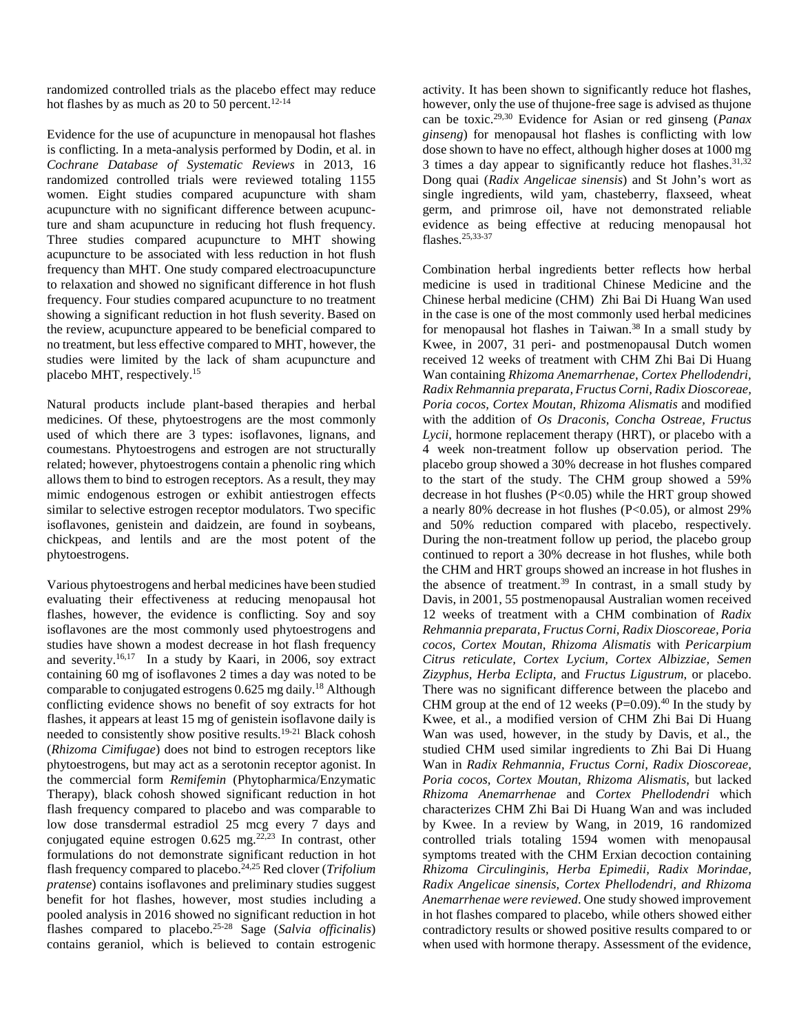randomized controlled trials as the placebo effect may reduce hot flushes by as much as 20 to 50 percent.[12-14]

Evidence for the use of acupuncture in menopausal hot flashes is conflicting. In a meta-analysis performed by Dodin, et al. in *Cochrane Database of Systematic Reviews* in 2013, 16 randomized controlled trials were reviewed totaling 1155 women. Eight studies compared acupuncture with sham acupuncture with no significant difference between acupuncture and sham acupuncture in reducing hot flush frequency. Three studies compared acupuncture to MHT showing acupuncture to be associated with less reduction in hot flush frequency than MHT. One study compared electroacupuncture to relaxation and showed no significant difference in hot flush frequency. Four studies compared acupuncture to no treatment showing a significant reduction in hot flush severity. Based on the review, acupuncture appeared to be beneficial compared to no treatment, but less effective compared to MHT, however, the studies were limited by the lack of sham acupuncture and placebo MHT, respectively.[15]

Natural products include plant-based therapies and herbal medicines. Of these, phytoestrogens are the most commonly used of which there are 3 types: isoflavones, lignans, and coumestans. Phytoestrogens and estrogen are not structurally related; however, phytoestrogens contain a phenolic ring which allows them to bind to estrogen receptors. As a result, they may mimic endogenous estrogen or exhibit antiestrogen effects similar to selective estrogen receptor modulators. Two specific isoflavones, genistein and daidzein, are found in soybeans, chickpeas, and lentils and are the most potent of the phytoestrogens.

Various phytoestrogens and herbal medicines have been studied evaluating their effectiveness at reducing menopausal hot flashes, however, the evidence is conflicting. Soy and soy isoflavones are the most commonly used phytoestrogens and studies have shown a modest decrease in hot flash frequency and severity.[16,17] In a study by Kaari, in 2006, soy extract containing 60 mg of isoflavones 2 times a day was noted to be comparable to conjugated estrogens 0.625 mg daily.[18] Although conflicting evidence shows no benefit of soy extracts for hot flashes, it appears at least 15 mg of genistein isoflavone daily is needed to consistently show positive results.[19-21] Black cohosh (*Rhizoma Cimifugae*) does not bind to estrogen receptors like phytoestrogens, but may act as a serotonin receptor agonist. In the commercial form *Remifemin* (Phytopharmica/Enzymatic Therapy), black cohosh showed significant reduction in hot flash frequency compared to placebo and was comparable to low dose transdermal estradiol 25 mcg every 7 days and conjugated equine estrogen 0.625 mg.[22,23] In contrast, other formulations do not demonstrate significant reduction in hot flash frequency compared to placebo.[24,25] Red clover (*Trifolium pratense*) contains isoflavones and preliminary studies suggest benefit for hot flashes, however, most studies including a pooled analysis in 2016 showed no significant reduction in hot flashes compared to placebo.[25-28] Sage (*Salvia officinalis*) contains geraniol, which is believed to contain estrogenic activity. It has been shown to significantly reduce hot flashes, however, only the use of thujone-free sage is advised as thujone can be toxic.[29,30] Evidence for Asian or red ginseng (*Panax ginseng*) for menopausal hot flashes is conflicting with low dose shown to have no effect, although higher doses at 1000 mg 3 times a day appear to significantly reduce hot flashes.[31,32] Dong quai (*Radix Angelicae sinensis*) and St John's wort as single ingredients, wild yam, chasteberry, flaxseed, wheat germ, and primrose oil, have not demonstrated reliable evidence as being effective at reducing menopausal hot flashes.[25,33-37]

Combination herbal ingredients better reflects how herbal medicine is used in traditional Chinese Medicine and the Chinese herbal medicine (CHM) Zhi Bai Di Huang Wan used in the case is one of the most commonly used herbal medicines for menopausal hot flashes in Taiwan.[38] In a small study by Kwee, in 2007, 31 peri- and postmenopausal Dutch women received 12 weeks of treatment with CHM Zhi Bai Di Huang Wan containing *Rhizoma Anemarrhenae, Cortex Phellodendri, Radix Rehmannia preparata, Fructus Corni, Radix Dioscoreae, Poria cocos, Cortex Moutan, Rhizoma Alismatis* and modified with the addition of *Os Draconis, Concha Ostreae, Fructus Lycii*, hormone replacement therapy (HRT), or placebo with a 4 week non-treatment follow up observation period. The placebo group showed a 30% decrease in hot flushes compared to the start of the study. The CHM group showed a 59% decrease in hot flushes ($P<0.05$) while the HRT group showed a nearly 80% decrease in hot flushes ($P<0.05$), or almost 29% and 50% reduction compared with placebo, respectively. During the non-treatment follow up period, the placebo group continued to report a 30% decrease in hot flushes, while both the CHM and HRT groups showed an increase in hot flushes in the absence of treatment.[39] In contrast, in a small study by Davis, in 2001, 55 postmenopausal Australian women received 12 weeks of treatment with a CHM combination of *Radix Rehmannia preparata, Fructus Corni, Radix Dioscoreae, Poria cocos, Cortex Moutan, Rhizoma Alismatis* with *Pericarpium Citrus reticulate, Cortex Lycium, Cortex Albizziae, Semen Zizyphus, Herba Eclipta,* and *Fructus Ligustrum,* or placebo. There was no significant difference between the placebo and CHM group at the end of 12 weeks ($P=0.09$).[40] In the study by Kwee, et al., a modified version of CHM Zhi Bai Di Huang Wan was used, however, in the study by Davis, et al., the studied CHM used similar ingredients to Zhi Bai Di Huang Wan in *Radix Rehmannia, Fructus Corni, Radix Dioscoreae, Poria cocos, Cortex Moutan, Rhizoma Alismatis*, but lacked *Rhizoma Anemarrhenae* and *Cortex Phellodendri* which characterizes CHM Zhi Bai Di Huang Wan and was included by Kwee. In a review by Wang, in 2019, 16 randomized controlled trials totaling 1594 women with menopausal symptoms treated with the CHM Erxian decoction containing *Rhizoma Circulinginis, Herba Epimedii, Radix Morindae, Radix Angelicae sinensis, Cortex Phellodendri, and Rhizoma Anemarrhenae were reviewed*. One study showed improvement in hot flashes compared to placebo, while others showed either contradictory results or showed positive results compared to or when used with hormone therapy. Assessment of the evidence,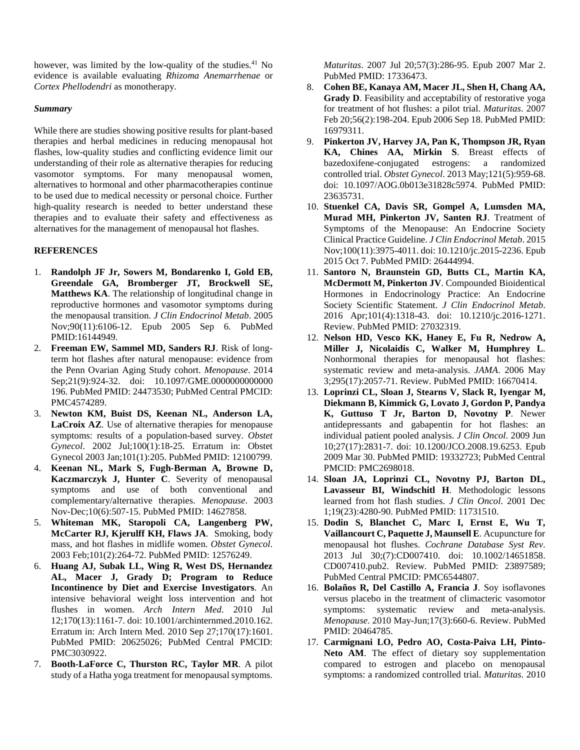however, was limited by the low-quality of the studies.[41] No evidence is available evaluating *Rhizoma Anemarrhenae* or *Cortex Phellodendri* as monotherapy.

### *Summary*

While there are studies showing positive results for plant-based therapies and herbal medicines in reducing menopausal hot flashes, low-quality studies and conflicting evidence limit our understanding of their role as alternative therapies for reducing vasomotor symptoms. For many menopausal women, alternatives to hormonal and other pharmacotherapies continue to be used due to medical necessity or personal choice. Further high-quality research is needed to better understand these therapies and to evaluate their safety and effectiveness as alternatives for the management of menopausal hot flashes.

## REFERENCES

1. **Randolph JF Jr, Sowers M, Bondarenko I, Gold EB, Greendale GA, Bromberger JT, Brockwell SE, Matthews KA**. The relationship of longitudinal change in reproductive hormones and vasomotor symptoms during the menopausal transition. *J Clin Endocrinol Metab*. 2005 Nov;90(11):6106-12. Epub 2005 Sep 6. PubMed PMID:16144949.
2. **Freeman EW, Sammel MD, Sanders RJ**. Risk of long-term hot flashes after natural menopause: evidence from the Penn Ovarian Aging Study cohort. *Menopause*. 2014 Sep;21(9):924-32. doi: 10.1097/GME.0000000000000196. PubMed PMID: 24473530; PubMed Central PMCID: PMC4574289.
3. **Newton KM, Buist DS, Keenan NL, Anderson LA, LaCroix AZ**. Use of alternative therapies for menopause symptoms: results of a population-based survey. *Obstet Gynecol*. 2002 Jul;100(1):18-25. Erratum in: Obstet Gynecol 2003 Jan;101(1):205. PubMed PMID: 12100799.
4. **Keenan NL, Mark S, Fugh-Berman A, Browne D, Kaczmarczyk J, Hunter C**. Severity of menopausal symptoms and use of both conventional and complementary/alternative therapies. *Menopause*. 2003 Nov-Dec;10(6):507-15. PubMed PMID: 14627858.
5. **Whiteman MK, Staropoli CA, Langenberg PW, McCarter RJ, Kjerulff KH, Flaws JA**. Smoking, body mass, and hot flashes in midlife women. *Obstet Gynecol*. 2003 Feb;101(2):264-72. PubMed PMID: 12576249.
6. **Huang AJ, Subak LL, Wing R, West DS, Hernandez AL, Macer J, Grady D; Program to Reduce Incontinence by Diet and Exercise Investigators**. An intensive behavioral weight loss intervention and hot flushes in women. *Arch Intern Med*. 2010 Jul 12;170(13):1161-7. doi: 10.1001/archinternmed.2010.162. Erratum in: Arch Intern Med. 2010 Sep 27;170(17):1601. PubMed PMID: 20625026; PubMed Central PMCID: PMC3030922.
7. **Booth-LaForce C, Thurston RC, Taylor MR**. A pilot study of a Hatha yoga treatment for menopausal symptoms. *Maturitas*. 2007 Jul 20;57(3):286-95. Epub 2007 Mar 2. PubMed PMID: 17336473.
8. **Cohen BE, Kanaya AM, Macer JL, Shen H, Chang AA, Grady D**. Feasibility and acceptability of restorative yoga for treatment of hot flushes: a pilot trial. *Maturitas*. 2007 Feb 20;56(2):198-204. Epub 2006 Sep 18. PubMed PMID: 16979311.
9. **Pinkerton JV, Harvey JA, Pan K, Thompson JR, Ryan KA, Chines AA, Mirkin S**. Breast effects of bazedoxifene-conjugated estrogens: a randomized controlled trial. *Obstet Gynecol*. 2013 May;121(5):959-68. doi: 10.1097/AOG.0b013e31828c5974. PubMed PMID: 23635731.
10. **Stuenkel CA, Davis SR, Gompel A, Lumsden MA, Murad MH, Pinkerton JV, Santen RJ**. Treatment of Symptoms of the Menopause: An Endocrine Society Clinical Practice Guideline. *J Clin Endocrinol Metab*. 2015 Nov;100(11):3975-4011. doi: 10.1210/jc.2015-2236. Epub 2015 Oct 7. PubMed PMID: 26444994.
11. **Santoro N, Braunstein GD, Butts CL, Martin KA, McDermott M, Pinkerton JV**. Compounded Bioidentical Hormones in Endocrinology Practice: An Endocrine Society Scientific Statement. *J Clin Endocrinol Metab*. 2016 Apr;101(4):1318-43. doi: 10.1210/jc.2016-1271. Review. PubMed PMID: 27032319.
12. **Nelson HD, Vesco KK, Haney E, Fu R, Nedrow A, Miller J, Nicolaidis C, Walker M, Humphrey L**. Nonhormonal therapies for menopausal hot flashes: systematic review and meta-analysis. *JAMA*. 2006 May 3;295(17):2057-71. Review. PubMed PMID: 16670414.
13. **Loprinzi CL, Sloan J, Stearns V, Slack R, Iyengar M, Diekmann B, Kimmick G, Lovato J, Gordon P, Pandya K, Guttuso T Jr, Barton D, Novotny P**. Newer antidepressants and gabapentin for hot flashes: an individual patient pooled analysis. *J Clin Oncol*. 2009 Jun 10;27(17):2831-7. doi: 10.1200/JCO.2008.19.6253. Epub 2009 Mar 30. PubMed PMID: 19332723; PubMed Central PMCID: PMC2698018.
14. **Sloan JA, Loprinzi CL, Novotny PJ, Barton DL, Lavasseur BI, Windschitl H**. Methodologic lessons learned from hot flash studies. *J Clin Oncol*. 2001 Dec 1;19(23):4280-90. PubMed PMID: 11731510.
15. **Dodin S, Blanchet C, Marc I, Ernst E, Wu T, Vaillancourt C, Paquette J, Maunsell E**. Acupuncture for menopausal hot flushes. *Cochrane Database Syst Rev*. 2013 Jul 30;(7):CD007410. doi: 10.1002/14651858.CD007410.pub2. Review. PubMed PMID: 23897589; PubMed Central PMCID: PMC6544807.
16. **Bolaños R, Del Castillo A, Francia J**. Soy isoflavones versus placebo in the treatment of climacteric vasomotor symptoms: systematic review and meta-analysis. *Menopause*. 2010 May-Jun;17(3):660-6. Review. PubMed PMID: 20464785.
17. **Carmignani LO, Pedro AO, Costa-Paiva LH, Pinto-Neto AM**. The effect of dietary soy supplementation compared to estrogen and placebo on menopausal symptoms: a randomized controlled trial. *Maturitas*. 2010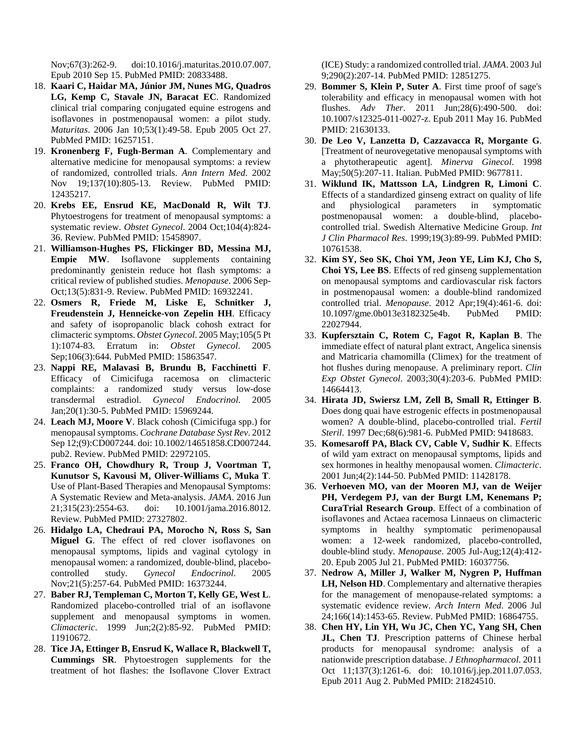Nov;67(3):262-9. doi:10.1016/j.maturitas.2010.07.007. Epub 2010 Sep 15. PubMed PMID: 20833488.

18. **Kaari C, Haidar MA, Júnior JM, Nunes MG, Quadros LG, Kemp C, Stavale JN, Baracat EC**. Randomized clinical trial comparing conjugated equine estrogens and isoflavones in postmenopausal women: a pilot study. *Maturitas*. 2006 Jan 10;53(1):49-58. Epub 2005 Oct 27. PubMed PMID: 16257151.
19. **Kronenberg F, Fugh-Berman A**. Complementary and alternative medicine for menopausal symptoms: a review of randomized, controlled trials. *Ann Intern Med*. 2002 Nov 19;137(10):805-13. Review. PubMed PMID: 12435217.
20. **Krebs EE, Ensrud KE, MacDonald R, Wilt TJ**. Phytoestrogens for treatment of menopausal symptoms: a systematic review. *Obstet Gynecol*. 2004 Oct;104(4):824-36. Review. PubMed PMID: 15458907.
21. **Williamson-Hughes PS, Flickinger BD, Messina MJ, Empie MW**. Isoflavone supplements containing predominantly genistein reduce hot flash symptoms: a critical review of published studies. *Menopause*. 2006 Sep-Oct;13(5):831-9. Review. PubMed PMID: 16932241.
22. **Osmers R, Friede M, Liske E, Schnitker J, Freudenstein J, Henneicke-von Zepelin HH**. Efficacy and safety of isopropanolic black cohosh extract for climacteric symptoms. *Obstet Gynecol*. 2005 May;105(5 Pt 1):1074-83. Erratum in: *Obstet Gynecol*. 2005 Sep;106(3):644. PubMed PMID: 15863547.
23. **Nappi RE, Malavasi B, Brundu B, Facchinetti F**. Efficacy of Cimicifuga racemosa on climacteric complaints: a randomized study versus low-dose transdermal estradiol. *Gynecol Endocrinol*. 2005 Jan;20(1):30-5. PubMed PMID: 15969244.
24. **Leach MJ, Moore V**. Black cohosh (Cimicifuga spp.) for menopausal symptoms. *Cochrane Database Syst Rev*. 2012 Sep 12;(9):CD007244. doi: 10.1002/14651858.CD007244.pub2. Review. PubMed PMID: 22972105.
25. **Franco OH, Chowdhury R, Troup J, Voortman T, Kunutsor S, Kavousi M, Oliver-Williams C, Muka T**. Use of Plant-Based Therapies and Menopausal Symptoms: A Systematic Review and Meta-analysis. *JAMA*. 2016 Jun 21;315(23):2554-63. doi: 10.1001/jama.2016.8012. Review. PubMed PMID: 27327802.
26. **Hidalgo LA, Chedraui PA, Morocho N, Ross S, San Miguel G**. The effect of red clover isoflavones on menopausal symptoms, lipids and vaginal cytology in menopausal women: a randomized, double-blind, placebo-controlled study. *Gynecol Endocrinol*. 2005 Nov;21(5):257-64. PubMed PMID: 16373244.
27. **Baber RJ, Templeman C, Morton T, Kelly GE, West L**. Randomized placebo-controlled trial of an isoflavone supplement and menopausal symptoms in women. *Climacteric*. 1999 Jun;2(2):85-92. PubMed PMID: 11910672.
28. **Tice JA, Ettinger B, Ensrud K, Wallace R, Blackwell T, Cummings SR**. Phytoestrogen supplements for the treatment of hot flashes: the Isoflavone Clover Extract (ICE) Study: a randomized controlled trial. *JAMA*. 2003 Jul 9;290(2):207-14. PubMed PMID: 12851275.
29. **Bommer S, Klein P, Suter A**. First time proof of sage's tolerability and efficacy in menopausal women with hot flushes. *Adv Ther*. 2011 Jun;28(6):490-500. doi: 10.1007/s12325-011-0027-z. Epub 2011 May 16. PubMed PMID: 21630133.
30. **De Leo V, Lanzetta D, Cazzavacca R, Morgante G**. [Treatment of neurovegetative menopausal symptoms with a phytotherapeutic agent]. *Minerva Ginecol*. 1998 May;50(5):207-11. Italian. PubMed PMID: 9677811.
31. **Wiklund IK, Mattsson LA, Lindgren R, Limoni C**. Effects of a standardized ginseng extract on quality of life and physiological parameters in symptomatic postmenopausal women: a double-blind, placebo-controlled trial. Swedish Alternative Medicine Group. *Int J Clin Pharmacol Res*. 1999;19(3):89-99. PubMed PMID: 10761538.
32. **Kim SY, Seo SK, Choi YM, Jeon YE, Lim KJ, Cho S, Choi YS, Lee BS**. Effects of red ginseng supplementation on menopausal symptoms and cardiovascular risk factors in postmenopausal women: a double-blind randomized controlled trial. *Menopause*. 2012 Apr;19(4):461-6. doi: 10.1097/gme.0b013e3182325e4b. PubMed PMID: 22027944.
33. **Kupfersztain C, Rotem C, Fagot R, Kaplan B**. The immediate effect of natural plant extract, Angelica sinensis and Matricaria chamomilla (Climex) for the treatment of hot flushes during menopause. A preliminary report. *Clin Exp Obstet Gynecol*. 2003;30(4):203-6. PubMed PMID: 14664413.
34. **Hirata JD, Swiersz LM, Zell B, Small R, Ettinger B**. Does dong quai have estrogenic effects in postmenopausal women? A double-blind, placebo-controlled trial. *Fertil Steril*. 1997 Dec;68(6):981-6. PubMed PMID: 9418683.
35. **Komesaroff PA, Black CV, Cable V, Sudhir K**. Effects of wild yam extract on menopausal symptoms, lipids and sex hormones in healthy menopausal women. *Climacteric*. 2001 Jun;4(2):144-50. PubMed PMID: 11428178.
36. **Verhoeven MO, van der Mooren MJ, van de Weijer PH, Verdegem PJ, van der Burgt LM, Kenemans P; CuraTrial Research Group**. Effect of a combination of isoflavones and Actaea racemosa Linnaeus on climacteric symptoms in healthy symptomatic perimenopausal women: a 12-week randomized, placebo-controlled, double-blind study. *Menopause*. 2005 Jul-Aug;12(4):412-20. Epub 2005 Jul 21. PubMed PMID: 16037756.
37. **Nedrow A, Miller J, Walker M, Nygren P, Huffman LH, Nelson HD**. Complementary and alternative therapies for the management of menopause-related symptoms: a systematic evidence review. *Arch Intern Med*. 2006 Jul 24;166(14):1453-65. Review. PubMed PMID: 16864755.
38. **Chen HY, Lin YH, Wu JC, Chen YC, Yang SH, Chen JL, Chen TJ**. Prescription patterns of Chinese herbal products for menopausal syndrome: analysis of a nationwide prescription database. *J Ethnopharmacol*. 2011 Oct 11;137(3):1261-6. doi: 10.1016/j.jep.2011.07.053. Epub 2011 Aug 2. PubMed PMID: 21824510.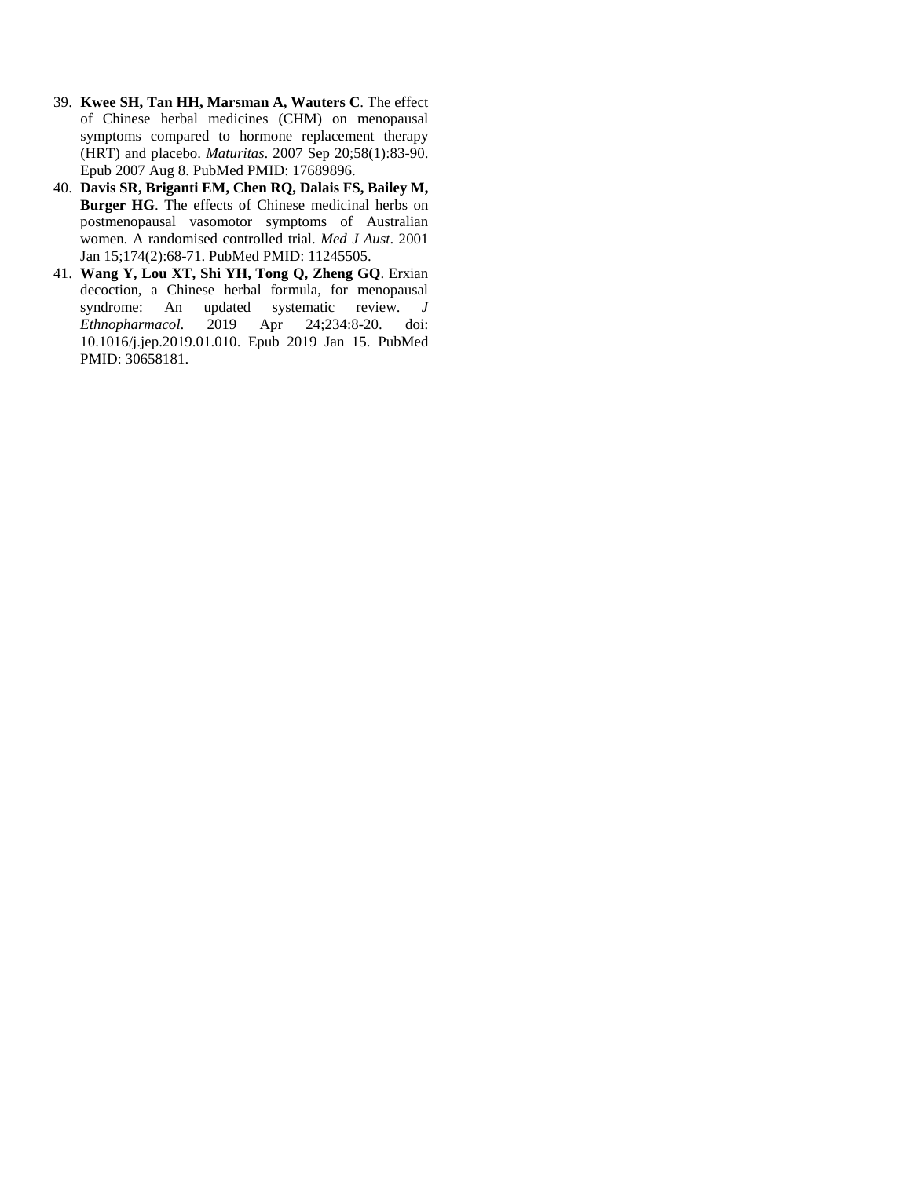39. **Kwee SH, Tan HH, Marsman A, Wauters C**. The effect of Chinese herbal medicines (CHM) on menopausal symptoms compared to hormone replacement therapy (HRT) and placebo. *Maturitas*. 2007 Sep 20;58(1):83-90. Epub 2007 Aug 8. PubMed PMID: 17689896.
40. **Davis SR, Briganti EM, Chen RQ, Dalais FS, Bailey M, Burger HG**. The effects of Chinese medicinal herbs on postmenopausal vasomotor symptoms of Australian women. A randomised controlled trial. *Med J Aust*. 2001 Jan 15;174(2):68-71. PubMed PMID: 11245505.
41. **Wang Y, Lou XT, Shi YH, Tong Q, Zheng GQ**. Erxian decoction, a Chinese herbal formula, for menopausal syndrome: An updated systematic review. *J Ethnopharmacol*. 2019 Apr 24;234:8-20. doi: 10.1016/j.jep.2019.01.010. Epub 2019 Jan 15. PubMed PMID: 30658181.